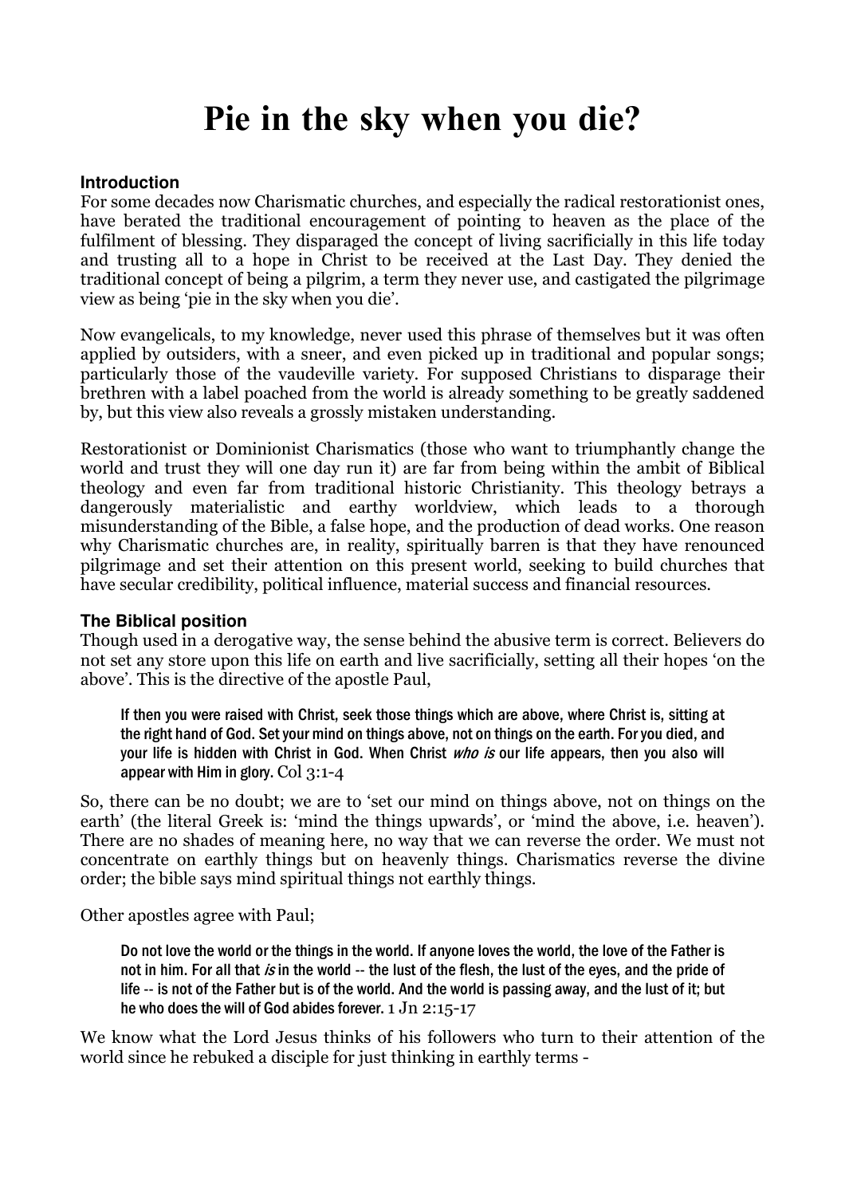# Pie in the sky when you die?

### Introduction

For some decades now Charismatic churches, and especially the radical restorationist ones, have berated the traditional encouragement of pointing to heaven as the place of the fulfilment of blessing. They disparaged the concept of living sacrificially in this life today and trusting all to a hope in Christ to be received at the Last Day. They denied the traditional concept of being a pilgrim, a term they never use, and castigated the pilgrimage view as being 'pie in the sky when you die'.

Now evangelicals, to my knowledge, never used this phrase of themselves but it was often applied by outsiders, with a sneer, and even picked up in traditional and popular songs; particularly those of the vaudeville variety. For supposed Christians to disparage their brethren with a label poached from the world is already something to be greatly saddened by, but this view also reveals a grossly mistaken understanding.

Restorationist or Dominionist Charismatics (those who want to triumphantly change the world and trust they will one day run it) are far from being within the ambit of Biblical theology and even far from traditional historic Christianity. This theology betrays a dangerously materialistic and earthy worldview, which leads to a thorough misunderstanding of the Bible, a false hope, and the production of dead works. One reason why Charismatic churches are, in reality, spiritually barren is that they have renounced pilgrimage and set their attention on this present world, seeking to build churches that have secular credibility, political influence, material success and financial resources.

### The Biblical position

Though used in a derogative way, the sense behind the abusive term is correct. Believers do not set any store upon this life on earth and live sacrificially, setting all their hopes 'on the above'. This is the directive of the apostle Paul,

> If then you were raised with Christ, seek those things which are above, where Christ is, sitting at the right hand of God. Set your mind on things above, not on things on the earth. For you died, and your life is hidden with Christ in God. When Christ *who is* our life appears, then you also will appear with Him in glory. Col 3:1-4

So, there can be no doubt; we are to 'set our mind on things above, not on things on the earth' (the literal Greek is: 'mind the things upwards', or 'mind the above, i.e. heaven'). There are no shades of meaning here, no way that we can reverse the order. We must not concentrate on earthly things but on heavenly things. Charismatics reverse the divine order; the bible says mind spiritual things not earthly things.

Other apostles agree with Paul;

> Do not love the world or the things in the world. If anyone loves the world, the love of the Father is not in him. For all that *is* in the world -- the lust of the flesh, the lust of the eyes, and the pride of life -- is not of the Father but is of the world. And the world is passing away, and the lust of it; but he who does the will of God abides forever. 1 Jn 2:15-17

We know what the Lord Jesus thinks of his followers who turn to their attention of the world since he rebuked a disciple for just thinking in earthly terms -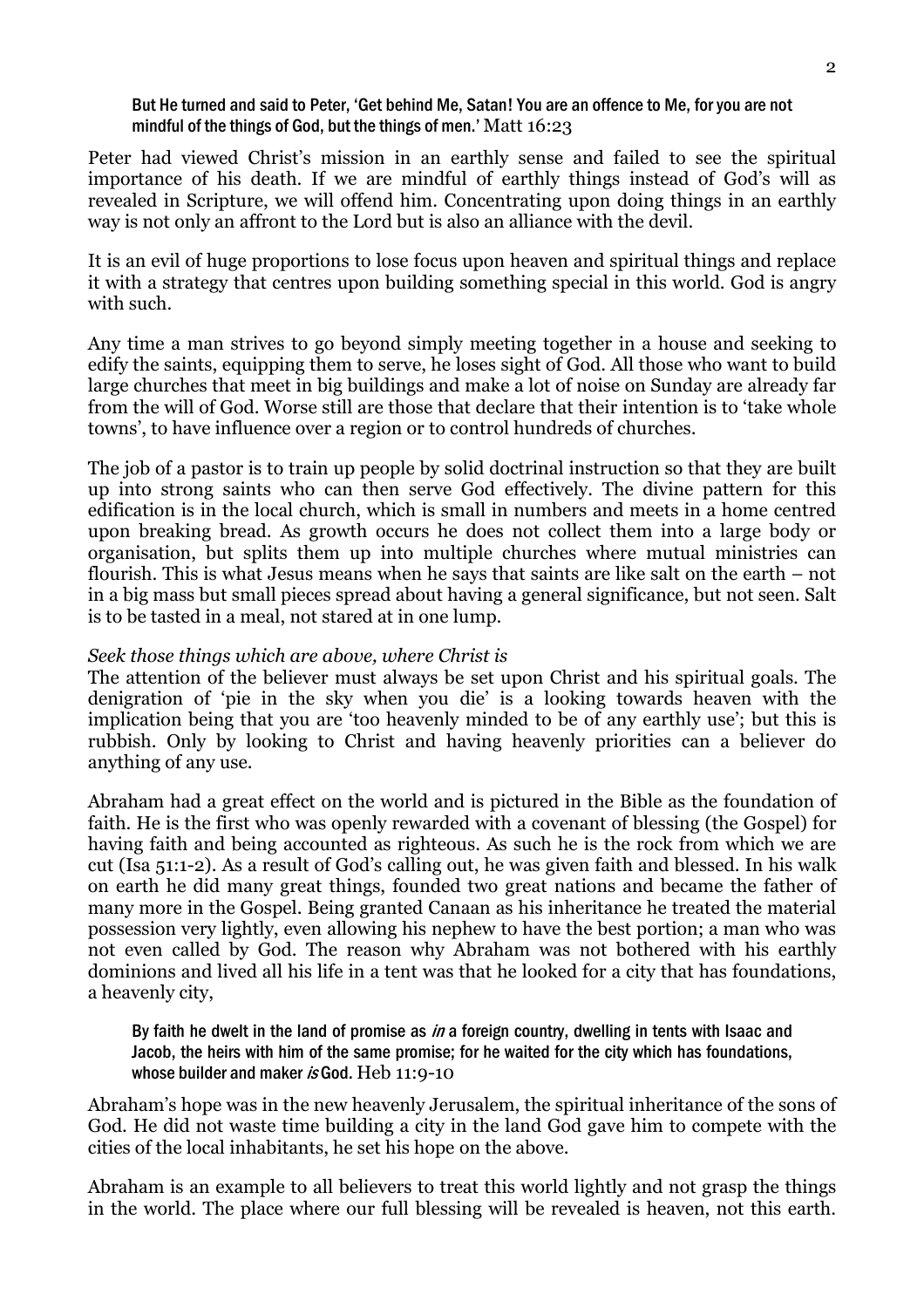> But He turned and said to Peter, 'Get behind Me, Satan! You are an offence to Me, for you are not mindful of the things of God, but the things of men.' Matt 16:23

Peter had viewed Christ's mission in an earthly sense and failed to see the spiritual importance of his death. If we are mindful of earthly things instead of God's will as revealed in Scripture, we will offend him. Concentrating upon doing things in an earthly way is not only an affront to the Lord but is also an alliance with the devil.

It is an evil of huge proportions to lose focus upon heaven and spiritual things and replace it with a strategy that centres upon building something special in this world. God is angry with such.

Any time a man strives to go beyond simply meeting together in a house and seeking to edify the saints, equipping them to serve, he loses sight of God. All those who want to build large churches that meet in big buildings and make a lot of noise on Sunday are already far from the will of God. Worse still are those that declare that their intention is to 'take whole towns', to have influence over a region or to control hundreds of churches.

The job of a pastor is to train up people by solid doctrinal instruction so that they are built up into strong saints who can then serve God effectively. The divine pattern for this edification is in the local church, which is small in numbers and meets in a home centred upon breaking bread. As growth occurs he does not collect them into a large body or organisation, but splits them up into multiple churches where mutual ministries can flourish. This is what Jesus means when he says that saints are like salt on the earth – not in a big mass but small pieces spread about having a general significance, but not seen. Salt is to be tasted in a meal, not stared at in one lump.

*Seek those things which are above, where Christ is*

The attention of the believer must always be set upon Christ and his spiritual goals. The denigration of 'pie in the sky when you die' is a looking towards heaven with the implication being that you are 'too heavenly minded to be of any earthly use'; but this is rubbish. Only by looking to Christ and having heavenly priorities can a believer do anything of any use.

Abraham had a great effect on the world and is pictured in the Bible as the foundation of faith. He is the first who was openly rewarded with a covenant of blessing (the Gospel) for having faith and being accounted as righteous. As such he is the rock from which we are cut (Isa 51:1-2). As a result of God's calling out, he was given faith and blessed. In his walk on earth he did many great things, founded two great nations and became the father of many more in the Gospel. Being granted Canaan as his inheritance he treated the material possession very lightly, even allowing his nephew to have the best portion; a man who was not even called by God. The reason why Abraham was not bothered with his earthly dominions and lived all his life in a tent was that he looked for a city that has foundations, a heavenly city,

> By faith he dwelt in the land of promise as *in* a foreign country, dwelling in tents with Isaac and Jacob, the heirs with him of the same promise; for he waited for the city which has foundations, whose builder and maker *is* God. Heb 11:9-10

Abraham's hope was in the new heavenly Jerusalem, the spiritual inheritance of the sons of God. He did not waste time building a city in the land God gave him to compete with the cities of the local inhabitants, he set his hope on the above.

Abraham is an example to all believers to treat this world lightly and not grasp the things in the world. The place where our full blessing will be revealed is heaven, not this earth.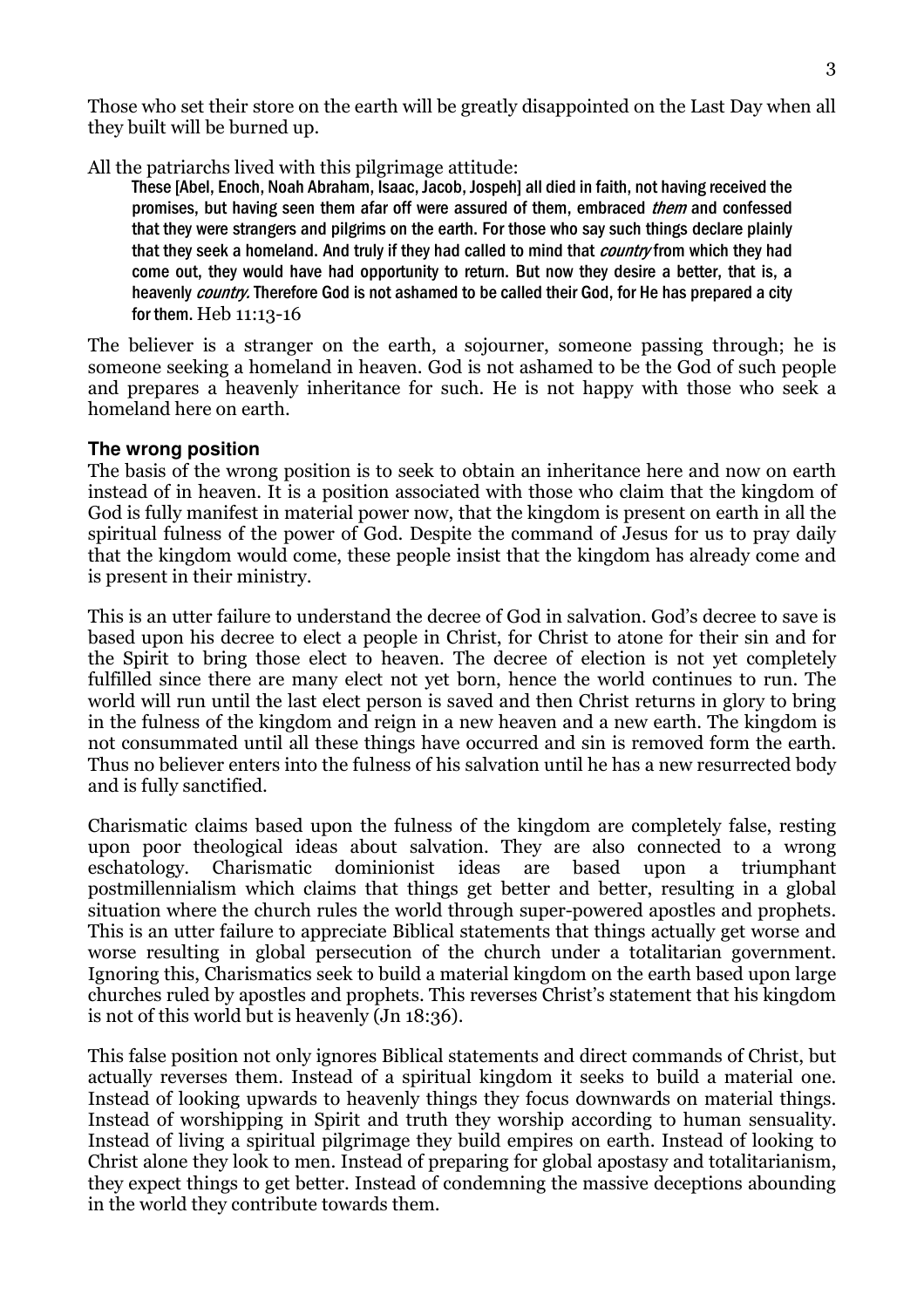Those who set their store on the earth will be greatly disappointed on the Last Day when all they built will be burned up.

All the patriarchs lived with this pilgrimage attitude:

> These [Abel, Enoch, Noah Abraham, Isaac, Jacob, Jospeh] all died in faith, not having received the promises, but having seen them afar off were assured of them, embraced *them* and confessed that they were strangers and pilgrims on the earth. For those who say such things declare plainly that they seek a homeland. And truly if they had called to mind that *country* from which they had come out, they would have had opportunity to return. But now they desire a better, that is, a heavenly *country.* Therefore God is not ashamed to be called their God, for He has prepared a city for them. Heb 11:13-16

The believer is a stranger on the earth, a sojourner, someone passing through; he is someone seeking a homeland in heaven. God is not ashamed to be the God of such people and prepares a heavenly inheritance for such. He is not happy with those who seek a homeland here on earth.

### The wrong position

The basis of the wrong position is to seek to obtain an inheritance here and now on earth instead of in heaven. It is a position associated with those who claim that the kingdom of God is fully manifest in material power now, that the kingdom is present on earth in all the spiritual fulness of the power of God. Despite the command of Jesus for us to pray daily that the kingdom would come, these people insist that the kingdom has already come and is present in their ministry.

This is an utter failure to understand the decree of God in salvation. God's decree to save is based upon his decree to elect a people in Christ, for Christ to atone for their sin and for the Spirit to bring those elect to heaven. The decree of election is not yet completely fulfilled since there are many elect not yet born, hence the world continues to run. The world will run until the last elect person is saved and then Christ returns in glory to bring in the fulness of the kingdom and reign in a new heaven and a new earth. The kingdom is not consummated until all these things have occurred and sin is removed form the earth. Thus no believer enters into the fulness of his salvation until he has a new resurrected body and is fully sanctified.

Charismatic claims based upon the fulness of the kingdom are completely false, resting upon poor theological ideas about salvation. They are also connected to a wrong eschatology. Charismatic dominionist ideas are based upon a triumphant postmillennialism which claims that things get better and better, resulting in a global situation where the church rules the world through super-powered apostles and prophets. This is an utter failure to appreciate Biblical statements that things actually get worse and worse resulting in global persecution of the church under a totalitarian government. Ignoring this, Charismatics seek to build a material kingdom on the earth based upon large churches ruled by apostles and prophets. This reverses Christ's statement that his kingdom is not of this world but is heavenly (Jn 18:36).

This false position not only ignores Biblical statements and direct commands of Christ, but actually reverses them. Instead of a spiritual kingdom it seeks to build a material one. Instead of looking upwards to heavenly things they focus downwards on material things. Instead of worshipping in Spirit and truth they worship according to human sensuality. Instead of living a spiritual pilgrimage they build empires on earth. Instead of looking to Christ alone they look to men. Instead of preparing for global apostasy and totalitarianism, they expect things to get better. Instead of condemning the massive deceptions abounding in the world they contribute towards them.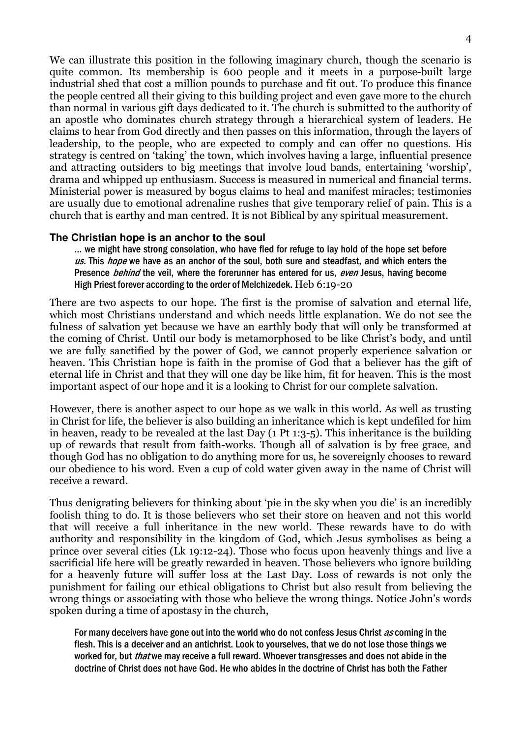We can illustrate this position in the following imaginary church, though the scenario is quite common. Its membership is 600 people and it meets in a purpose-built large industrial shed that cost a million pounds to purchase and fit out. To produce this finance the people centred all their giving to this building project and even gave more to the church than normal in various gift days dedicated to it. The church is submitted to the authority of an apostle who dominates church strategy through a hierarchical system of leaders. He claims to hear from God directly and then passes on this information, through the layers of leadership, to the people, who are expected to comply and can offer no questions. His strategy is centred on 'taking' the town, which involves having a large, influential presence and attracting outsiders to big meetings that involve loud bands, entertaining 'worship', drama and whipped up enthusiasm. Success is measured in numerical and financial terms. Ministerial power is measured by bogus claims to heal and manifest miracles; testimonies are usually due to emotional adrenaline rushes that give temporary relief of pain. This is a church that is earthy and man centred. It is not Biblical by any spiritual measurement.

### The Christian hope is an anchor to the soul

> ... we might have strong consolation, who have fled for refuge to lay hold of the hope set before *us.* This *hope* we have as an anchor of the soul, both sure and steadfast, and which enters the Presence *behind* the veil, where the forerunner has entered for us, *even* Jesus, having become High Priest forever according to the order of Melchizedek. Heb 6:19-20

There are two aspects to our hope. The first is the promise of salvation and eternal life, which most Christians understand and which needs little explanation. We do not see the fulness of salvation yet because we have an earthly body that will only be transformed at the coming of Christ. Until our body is metamorphosed to be like Christ's body, and until we are fully sanctified by the power of God, we cannot properly experience salvation or heaven. This Christian hope is faith in the promise of God that a believer has the gift of eternal life in Christ and that they will one day be like him, fit for heaven. This is the most important aspect of our hope and it is a looking to Christ for our complete salvation.

However, there is another aspect to our hope as we walk in this world. As well as trusting in Christ for life, the believer is also building an inheritance which is kept undefiled for him in heaven, ready to be revealed at the last Day (1 Pt 1:3-5). This inheritance is the building up of rewards that result from faith-works. Though all of salvation is by free grace, and though God has no obligation to do anything more for us, he sovereignly chooses to reward our obedience to his word. Even a cup of cold water given away in the name of Christ will receive a reward.

Thus denigrating believers for thinking about 'pie in the sky when you die' is an incredibly foolish thing to do. It is those believers who set their store on heaven and not this world that will receive a full inheritance in the new world. These rewards have to do with authority and responsibility in the kingdom of God, which Jesus symbolises as being a prince over several cities (Lk 19:12-24). Those who focus upon heavenly things and live a sacrificial life here will be greatly rewarded in heaven. Those believers who ignore building for a heavenly future will suffer loss at the Last Day. Loss of rewards is not only the punishment for failing our ethical obligations to Christ but also result from believing the wrong things or associating with those who believe the wrong things. Notice John's words spoken during a time of apostasy in the church,

> For many deceivers have gone out into the world who do not confess Jesus Christ *as* coming in the flesh. This is a deceiver and an antichrist. Look to yourselves, that we do not lose those things we worked for, but *that* we may receive a full reward. Whoever transgresses and does not abide in the doctrine of Christ does not have God. He who abides in the doctrine of Christ has both the Father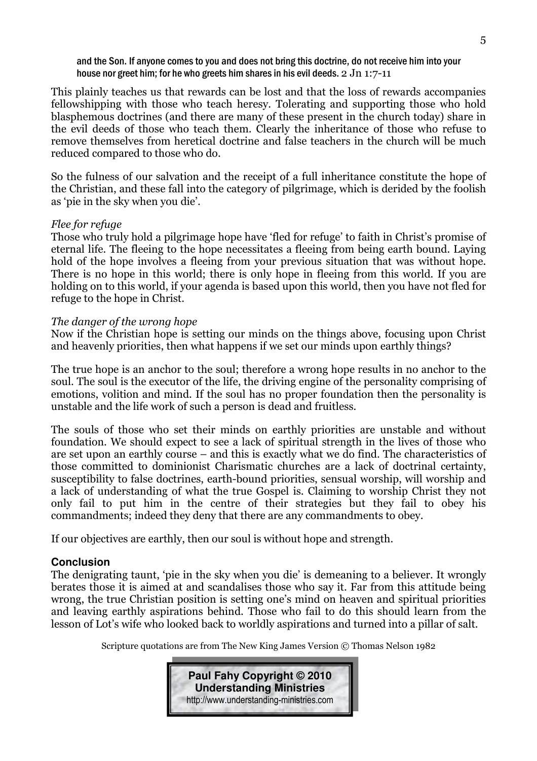and the Son. If anyone comes to you and does not bring this doctrine, do not receive him into your house nor greet him; for he who greets him shares in his evil deeds. 2 Jn 1:7-11

This plainly teaches us that rewards can be lost and that the loss of rewards accompanies fellowshipping with those who teach heresy. Tolerating and supporting those who hold blasphemous doctrines (and there are many of these present in the church today) share in the evil deeds of those who teach them. Clearly the inheritance of those who refuse to remove themselves from heretical doctrine and false teachers in the church will be much reduced compared to those who do.

So the fulness of our salvation and the receipt of a full inheritance constitute the hope of the Christian, and these fall into the category of pilgrimage, which is derided by the foolish as 'pie in the sky when you die'.

*Flee for refuge*

Those who truly hold a pilgrimage hope have 'fled for refuge' to faith in Christ's promise of eternal life. The fleeing to the hope necessitates a fleeing from being earth bound. Laying hold of the hope involves a fleeing from your previous situation that was without hope. There is no hope in this world; there is only hope in fleeing from this world. If you are holding on to this world, if your agenda is based upon this world, then you have not fled for refuge to the hope in Christ.

*The danger of the wrong hope*

Now if the Christian hope is setting our minds on the things above, focusing upon Christ and heavenly priorities, then what happens if we set our minds upon earthly things?

The true hope is an anchor to the soul; therefore a wrong hope results in no anchor to the soul. The soul is the executor of the life, the driving engine of the personality comprising of emotions, volition and mind. If the soul has no proper foundation then the personality is unstable and the life work of such a person is dead and fruitless.

The souls of those who set their minds on earthly priorities are unstable and without foundation. We should expect to see a lack of spiritual strength in the lives of those who are set upon an earthly course – and this is exactly what we do find. The characteristics of those committed to dominionist Charismatic churches are a lack of doctrinal certainty, susceptibility to false doctrines, earth-bound priorities, sensual worship, will worship and a lack of understanding of what the true Gospel is. Claiming to worship Christ they not only fail to put him in the centre of their strategies but they fail to obey his commandments; indeed they deny that there are any commandments to obey.

If our objectives are earthly, then our soul is without hope and strength.

## Conclusion

The denigrating taunt, 'pie in the sky when you die' is demeaning to a believer. It wrongly berates those it is aimed at and scandalises those who say it. Far from this attitude being wrong, the true Christian position is setting one's mind on heaven and spiritual priorities and leaving earthly aspirations behind. Those who fail to do this should learn from the lesson of Lot's wife who looked back to worldly aspirations and turned into a pillar of salt.

Scripture quotations are from The New King James Version © Thomas Nelson 1982

**Paul Fahy Copyright © 2010**
**Understanding Ministries**
http://www.understanding-ministries.com